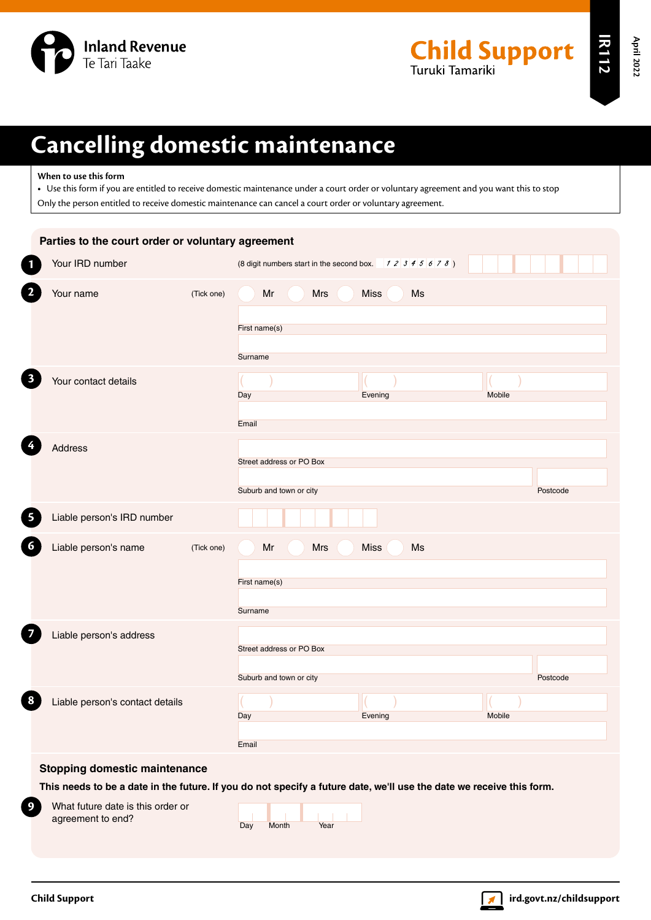Inland Revenue
Te Tari Taake

# Child Support
Turuki Tamariki

IR112
April 2022

# Cancelling domestic maintenance

**When to use this form**

- Use this form if you are entitled to receive domestic maintenance under a court order or voluntary agreement and you want this to stop

Only the person entitled to receive domestic maintenance can cancel a court order or voluntary agreement.

## Parties to the court order or voluntary agreement

**1** Your IRD number (8 digit numbers start in the second box. 1 2 3 4 5 6 7 8 )

**2** Your name (Tick one) Mr Mrs Miss Ms

First name(s)

Surname

**3** Your contact details

Day ( ) Evening ( ) Mobile ( )

Email

**4** Address

Street address or PO Box

Suburb and town or city Postcode

**5** Liable person's IRD number

**6** Liable person's name (Tick one) Mr Mrs Miss Ms

First name(s)

Surname

**7** Liable person's address

Street address or PO Box

Suburb and town or city Postcode

**8** Liable person's contact details

Day ( ) Evening ( ) Mobile ( )

Email

## Stopping domestic maintenance

**This needs to be a date in the future. If you do not specify a future date, we'll use the date we receive this form.**

**9** What future date is this order or agreement to end?

Day Month Year

**Child Support** ird.govt.nz/childsupport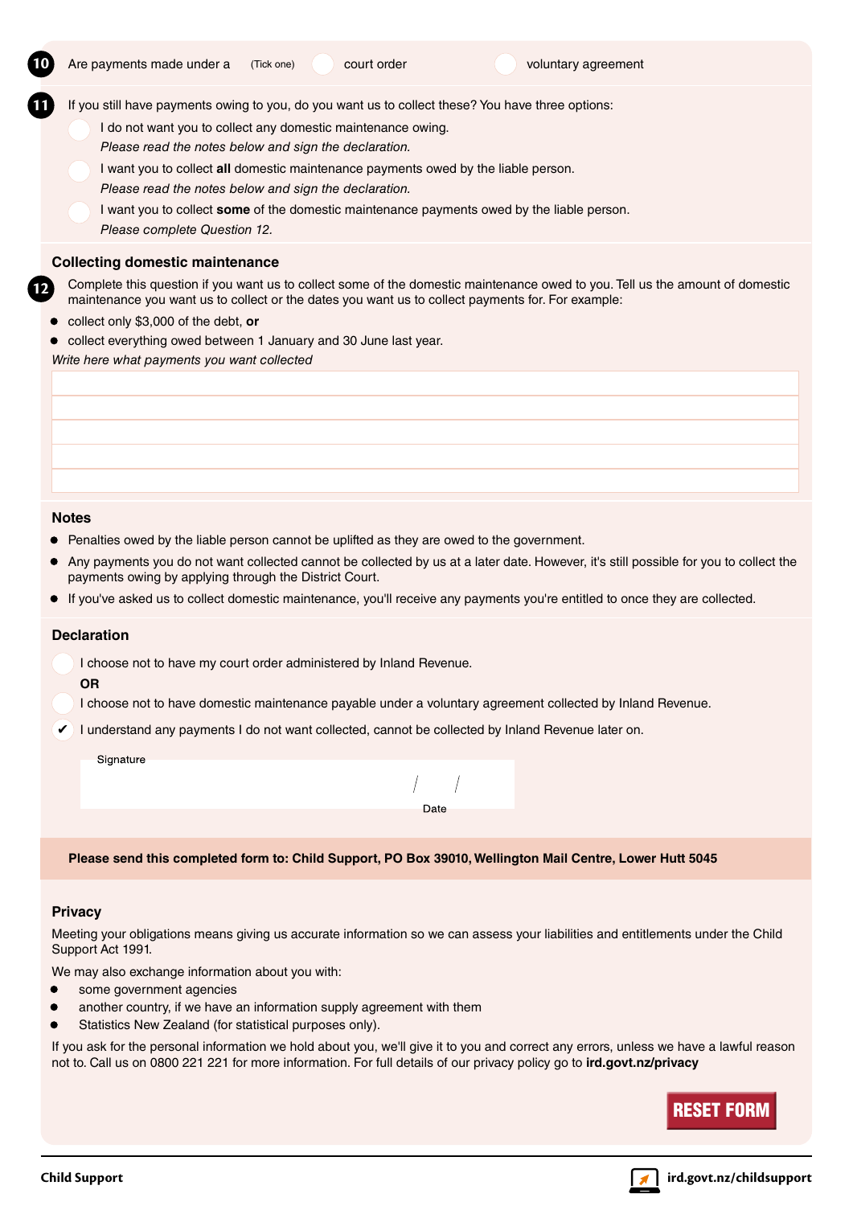**10** Are payments made under a (Tick one) ☐ court order ☐ voluntary agreement

**11** If you still have payments owing to you, do you want us to collect these? You have three options:

- ☐ I do not want you to collect any domestic maintenance owing.
  *Please read the notes below and sign the declaration.*
- ☐ I want you to collect **all** domestic maintenance payments owed by the liable person.
  *Please read the notes below and sign the declaration.*
- ☐ I want you to collect **some** of the domestic maintenance payments owed by the liable person.
  *Please complete Question 12.*

## Collecting domestic maintenance

**12** Complete this question if you want us to collect some of the domestic maintenance owed to you. Tell us the amount of domestic maintenance you want us to collect or the dates you want us to collect payments for. For example:

- collect only $3,000 of the debt, **or**
- collect everything owed between 1 January and 30 June last year.

*Write here what payments you want collected*

## Notes

- Penalties owed by the liable person cannot be uplifted as they are owed to the government.
- Any payments you do not want collected cannot be collected by us at a later date. However, it's still possible for you to collect the payments owing by applying through the District Court.
- If you've asked us to collect domestic maintenance, you'll receive any payments you're entitled to once they are collected.

## Declaration

☐ I choose not to have my court order administered by Inland Revenue.

**OR**

☐ I choose not to have domestic maintenance payable under a voluntary agreement collected by Inland Revenue.

✔ I understand any payments I do not want collected, cannot be collected by Inland Revenue later on.

Signature

/ /

Date

**Please send this completed form to: Child Support, PO Box 39010, Wellington Mail Centre, Lower Hutt 5045**

## Privacy

Meeting your obligations means giving us accurate information so we can assess your liabilities and entitlements under the Child Support Act 1991.

We may also exchange information about you with:

- some government agencies
- another country, if we have an information supply agreement with them
- Statistics New Zealand (for statistical purposes only).

If you ask for the personal information we hold about you, we'll give it to you and correct any errors, unless we have a lawful reason not to. Call us on 0800 221 221 for more information. For full details of our privacy policy go to **ird.govt.nz/privacy**

RESET FORM